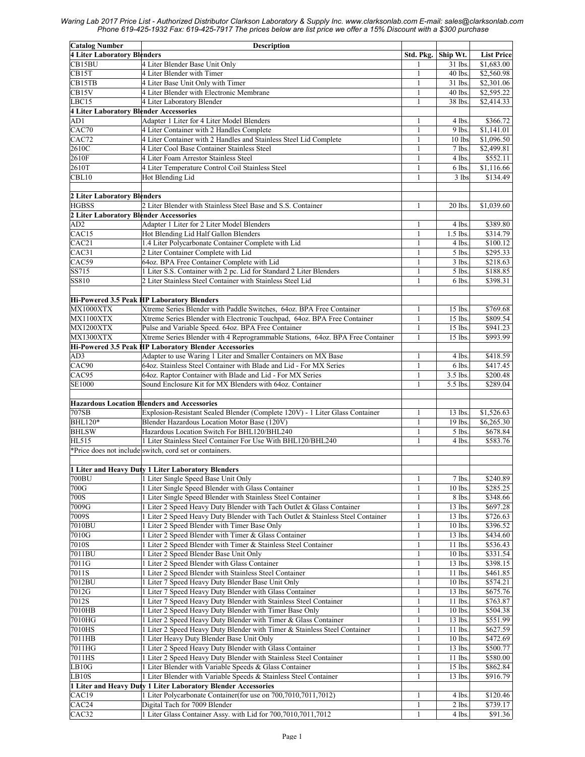*Waring Lab 2017 Price List - Authorized Distributor Clarkson Laboratory & Supply Inc. www.clarksonlab.com E-mail: sales@clarksonlab.com Phone 619-425-1932 Fax: 619-425-7917 The prices below are list price we offer a 15% Discount with a $300 purchase*

| Catalog Number | Description | | | |
|---|---|---|---|---|
| **4 Liter Laboratory Blenders** | | **Std. Pkg.** | **Ship Wt.** | **List Price** |
| CB15BU | 4 Liter Blender Base Unit Only | 1 | 31 lbs. | $1,683.00 |
| CB15T | 4 Liter Blender with Timer | 1 | 40 lbs. | $2,560.98 |
| CB15TB | 4 Liter Base Unit Only with Timer | 1 | 31 lbs. | $2,301.06 |
| CB15V | 4 Liter Blender with Electronic Membrane | 1 | 40 lbs. | $2,595.22 |
| LBC15 | 4 Liter Laboratory Blender | 1 | 38 lbs. | $2,414.33 |
| **4 Liter Laboratory Blender Accessories** | | | | |
| AD1 | Adapter 1 Liter for 4 Liter Model Blenders | 1 | 4 lbs. | $366.72 |
| CAC70 | 4 Liter Container with 2 Handles Complete | 1 | 9 lbs. | $1,141.01 |
| CAC72 | 4 Liter Container with 2 Handles and Stainless Steel Lid Complete | 1 | 10 lbs | $1,096.50 |
| 2610C | 4 Liter Cool Base Container Stainless Steel | 1 | 7 lbs. | $2,499.81 |
| 2610F | 4 Liter Foam Arrestor Stainless Steel | 1 | 4 lbs. | $552.11 |
| 2610T | 4 Liter Temperature Control Coil Stainless Steel | 1 | 6 lbs. | $1,116.66 |
| CBL10 | Hot Blending Lid | 1 | 3 lbs | $134.49 |
| | | | | |
| **2 Liter Laboratory Blenders** | | | | |
| HGBSS | 2 Liter Blender with Stainless Steel Base and S.S. Container | 1 | 20 lbs. | $1,039.60 |
| **2 Liter Laboratory Blender Accessories** | | | | |
| AD2 | Adapter 1 Liter for 2 Liter Model Blenders | 1 | 4 lbs. | $389.80 |
| CAC15 | Hot Blending Lid Half Gallon Blenders | 1 | 1.5 lbs. | $314.79 |
| CAC21 | 1.4 Liter Polycarbonate Container Complete with Lid | 1 | 4 lbs. | $100.12 |
| CAC31 | 2 Liter Container Complete with Lid | 1 | 5 lbs. | $295.33 |
| CAC59 | 64oz. BPA Free Container Complete with Lid | 1 | 3 lbs. | $218.63 |
| SS715 | 1 Liter S.S. Container with 2 pc. Lid for Standard 2 Liter Blenders | 1 | 5 lbs. | $188.85 |
| SS810 | 2 Liter Stainless Steel Container with Stainless Steel Lid | 1 | 6 lbs. | $398.31 |
| | | | | |
| **Hi-Powered 3.5 Peak HP Laboratory Blenders** | | | | |
| MX1000XTX | Xtreme Series Blender with Paddle Switches, 64oz. BPA Free Container | 1 | 15 lbs. | $769.68 |
| MX1100XTX | Xtreme Series Blender with Electronic Touchpad, 64oz. BPA Free Container | 1 | 15 lbs. | $809.54 |
| MX1200XTX | Pulse and Variable Speed. 64oz. BPA Free Container | 1 | 15 lbs. | $941.23 |
| MX1300XTX | Xtreme Series Blender with 4 Reprogrammable Stations, 64oz. BPA Free Container | 1 | 15 lbs. | $993.99 |
| **Hi-Powered 3.5 Peak HP Laboratory Blender Accessories** | | | | |
| AD3 | Adapter to use Waring 1 Liter and Smaller Containers on MX Base | 1 | 4 lbs. | $418.59 |
| CAC90 | 64oz. Stainless Steel Container with Blade and Lid - For MX Series | 1 | 6 lbs. | $417.45 |
| CAC95 | 64oz. Raptor Container with Blade and Lid - For MX Series | 1 | 3.5 lbs. | $200.48 |
| SE1000 | Sound Enclosure Kit for MX Blenders with 64oz. Container | 1 | 5.5 lbs. | $289.04 |
| | | | | |
| **Hazardous Location Blenders and Accessories** | | | | |
| 707SB | Explosion-Resistant Sealed Blender (Complete 120V) - 1 Liter Glass Container | 1 | 13 lbs. | $1,526.63 |
| BHL120* | Blender Hazardous Location Motor Base (120V) | 1 | 19 lbs. | $6,265.30 |
| BHLSW | Hazardous Location Switch For BHL120/BHL240 | 1 | 5 lbs. | $678.84 |
| HL515 | 1 Liter Stainless Steel Container For Use With BHL120/BHL240 | 1 | 4 lbs. | $583.76 |
| *Price does not include switch, cord set or containers. | | | | |
| | | | | |
| **1 Liter and Heavy Duty 1 Liter Laboratory Blenders** | | | | |
| 700BU | 1 Liter Single Speed Base Unit Only | 1 | 7 lbs. | $240.89 |
| 700G | 1 Liter Single Speed Blender with Glass Container | 1 | 10 lbs. | $285.25 |
| 700S | 1 Liter Single Speed Blender with Stainless Steel Container | 1 | 8 lbs. | $348.66 |
| 7009G | 1 Liter 2 Speed Heavy Duty Blender with Tach Outlet & Glass Container | 1 | 13 lbs. | $697.28 |
| 7009S | 1 Liter 2 Speed Heavy Duty Blender with Tach Outlet & Stainless Steel Container | 1 | 13 lbs. | $726.63 |
| 7010BU | 1 Liter 2 Speed Blender with Timer Base Only | 1 | 10 lbs. | $396.52 |
| 7010G | 1 Liter 2 Speed Blender with Timer & Glass Container | 1 | 13 lbs. | $434.60 |
| 7010S | 1 Liter 2 Speed Blender with Timer & Stainless Steel Container | 1 | 11 lbs. | $536.43 |
| 7011BU | 1 Liter 2 Speed Blender Base Unit Only | 1 | 10 lbs. | $331.54 |
| 7011G | 1 Liter 2 Speed Blender with Glass Container | 1 | 13 lbs. | $398.15 |
| 7011S | 1 Liter 2 Speed Blender with Stainless Steel Container | 1 | 11 lbs. | $461.85 |
| 7012BU | 1 Liter 7 Speed Heavy Duty Blender Base Unit Only | 1 | 10 lbs. | $574.21 |
| 7012G | 1 Liter 7 Speed Heavy Duty Blender with Glass Container | 1 | 13 lbs. | $675.76 |
| 7012S | 1 Liter 7 Speed Heavy Duty Blender with Stainless Steel Container | 1 | 11 lbs. | $763.87 |
| 7010HB | 1 Liter 2 Speed Heavy Duty Blender with Timer Base Only | 1 | 10 lbs. | $504.38 |
| 7010HG | 1 Liter 2 Speed Heavy Duty Blender with Timer & Glass Container | 1 | 13 lbs. | $551.99 |
| 7010HS | 1 Liter 2 Speed Heavy Duty Blender with Timer & Stainless Steel Container | 1 | 11 lbs. | $627.59 |
| 7011HB | 1 Liter Heavy Duty Blender Base Unit Only | 1 | 10 lbs. | $472.69 |
| 7011HG | 1 Liter 2 Speed Heavy Duty Blender with Glass Container | 1 | 13 lbs. | $500.77 |
| 7011HS | 1 Liter 2 Speed Heavy Duty Blender with Stainless Steel Container | 1 | 11 lbs. | $580.00 |
| LB10G | 1 Liter Blender with Variable Speeds & Glass Container | 1 | 15 lbs. | $862.84 |
| LB10S | 1 Liter Blender with Variable Speeds & Stainless Steel Container | 1 | 13 lbs. | $916.79 |
| **1 Liter and Heavy Duty 1 Liter Laboratory Blender Accessories** | | | | |
| CAC19 | 1 Liter Polycarbonate Container(for use on 700,7010,7011,7012) | 1 | 4 lbs. | $120.46 |
| CAC24 | Digital Tach for 7009 Blender | 1 | 2 lbs. | $739.17 |
| CAC32 | 1 Liter Glass Container Assy. with Lid for 700,7010,7011,7012 | 1 | 4 lbs. | $91.36 |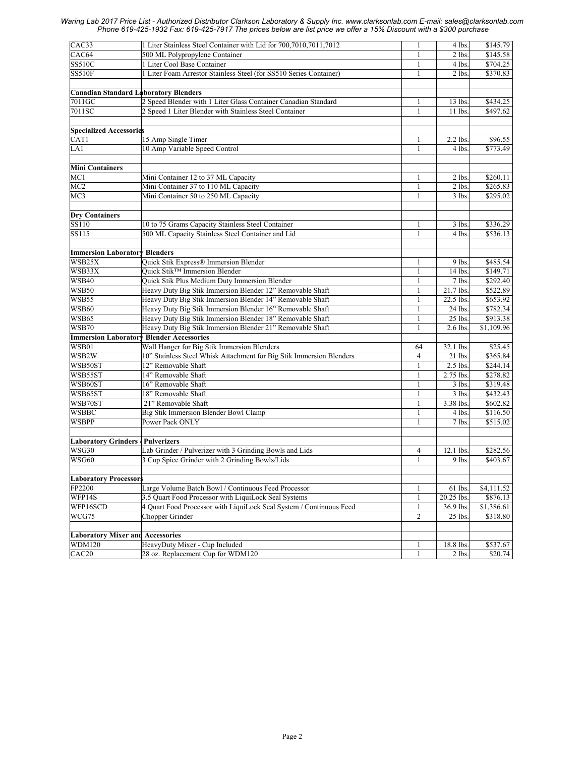| | | | | |
|---|---|---|---|---|
| CAC33 | 1 Liter Stainless Steel Container with Lid for 700,7010,7011,7012 | 1 | 4 lbs. | $145.79 |
| CAC64 | 500 ML Polypropylene Container | 1 | 2 lbs. | $145.58 |
| SS510C | 1 Liter Cool Base Container | 1 | 4 lbs. | $704.25 |
| SS510F | 1 Liter Foam Arrestor Stainless Steel (for SS510 Series Container) | 1 | 2 lbs. | $370.83 |
| | | | | |
| **Canadian Standard Laboratory Blenders** | | | | |
| 7011GC | 2 Speed Blender with 1 Liter Glass Container Canadian Standard | 1 | 13 lbs. | $434.25 |
| 7011SC | 2 Speed 1 Liter Blender with Stainless Steel Container | 1 | 11 lbs. | $497.62 |
| | | | | |
| **Specialized Accessories** | | | | |
| CAT1 | 15 Amp Single Timer | 1 | 2.2 lbs. | $96.55 |
| LA1 | 10 Amp Variable Speed Control | 1 | 4 lbs. | $773.49 |
| | | | | |
| **Mini Containers** | | | | |
| MC1 | Mini Container 12 to 37 ML Capacity | 1 | 2 lbs. | $260.11 |
| MC2 | Mini Container 37 to 110 ML Capacity | 1 | 2 lbs. | $265.83 |
| MC3 | Mini Container 50 to 250 ML Capacity | 1 | 3 lbs. | $295.02 |
| | | | | |
| **Dry Containers** | | | | |
| SS110 | 10 to 75 Grams Capacity Stainless Steel Container | 1 | 3 lbs. | $336.29 |
| SS115 | 500 ML Capacity Stainless Steel Container and Lid | 1 | 4 lbs. | $536.13 |
| | | | | |
| **Immersion Laboratory Blenders** | | | | |
| WSB25X | Quick Stik Express® Immersion Blender | 1 | 9 lbs. | $485.54 |
| WSB33X | Quick Stik™ Immersion Blender | 1 | 14 lbs. | $149.71 |
| WSB40 | Quick Stik Plus Medium Duty Immersion Blender | 1 | 7 lbs. | $292.40 |
| WSB50 | Heavy Duty Big Stik Immersion Blender 12" Removable Shaft | 1 | 21.7 lbs. | $522.89 |
| WSB55 | Heavy Duty Big Stik Immersion Blender 14" Removable Shaft | 1 | 22.5 lbs. | $653.92 |
| WSB60 | Heavy Duty Big Stik Immersion Blender 16" Removable Shaft | 1 | 24 lbs. | $782.34 |
| WSB65 | Heavy Duty Big Stik Immersion Blender 18" Removable Shaft | 1 | 25 lbs. | $913.38 |
| WSB70 | Heavy Duty Big Stik Immersion Blender 21" Removable Shaft | 1 | 2.6 lbs. | $1,109.96 |
| **Immersion Laboratory Blender Accessories** | | | | |
| WSB01 | Wall Hanger for Big Stik Immersion Blenders | 64 | 32.1 lbs. | $25.45 |
| WSB2W | 10" Stainless Steel Whisk Attachment for Big Stik Immersion Blenders | 4 | 21 lbs. | $365.84 |
| WSB50ST | 12" Removable Shaft | 1 | 2.5 lbs. | $244.14 |
| WSB55ST | 14" Removable Shaft | 1 | 2.75 lbs. | $278.82 |
| WSB60ST | 16" Removable Shaft | 1 | 3 lbs. | $319.48 |
| WSB65ST | 18" Removable Shaft | 1 | 3 lbs. | $432.43 |
| WSB70ST | 21" Removable Shaft | 1 | 3.38 lbs. | $602.82 |
| WSBBC | Big Stik Immersion Blender Bowl Clamp | 1 | 4 lbs. | $116.50 |
| WSBPP | Power Pack ONLY | 1 | 7 lbs. | $515.02 |
| | | | | |
| **Laboratory Grinders / Pulverizers** | | | | |
| WSG30 | Lab Grinder / Pulverizer with 3 Grinding Bowls and Lids | 4 | 12.1 lbs. | $282.56 |
| WSG60 | 3 Cup Spice Grinder with 2 Grinding Bowls/Lids | 1 | 9 lbs. | $403.67 |
| | | | | |
| **Laboratory Processors** | | | | |
| FP2200 | Large Volume Batch Bowl / Continuous Feed Processor | 1 | 61 lbs. | $4,111.52 |
| WFP14S | 3.5 Quart Food Processor with LiquiLock Seal Systems | 1 | 20.25 lbs. | $876.13 |
| WFP16SCD | 4 Quart Food Processor with LiquiLock Seal System / Continuous Feed | 1 | 36.9 lbs. | $1,386.61 |
| WCG75 | Chopper Grinder | 2 | 25 lbs. | $318.80 |
| | | | | |
| **Laboratory Mixer and Accessories** | | | | |
| WDM120 | HeavyDuty Mixer - Cup Included | 1 | 18.8 lbs. | $537.67 |
| CAC20 | 28 oz. Replacement Cup for WDM120 | 1 | 2 lbs. | $20.74 |